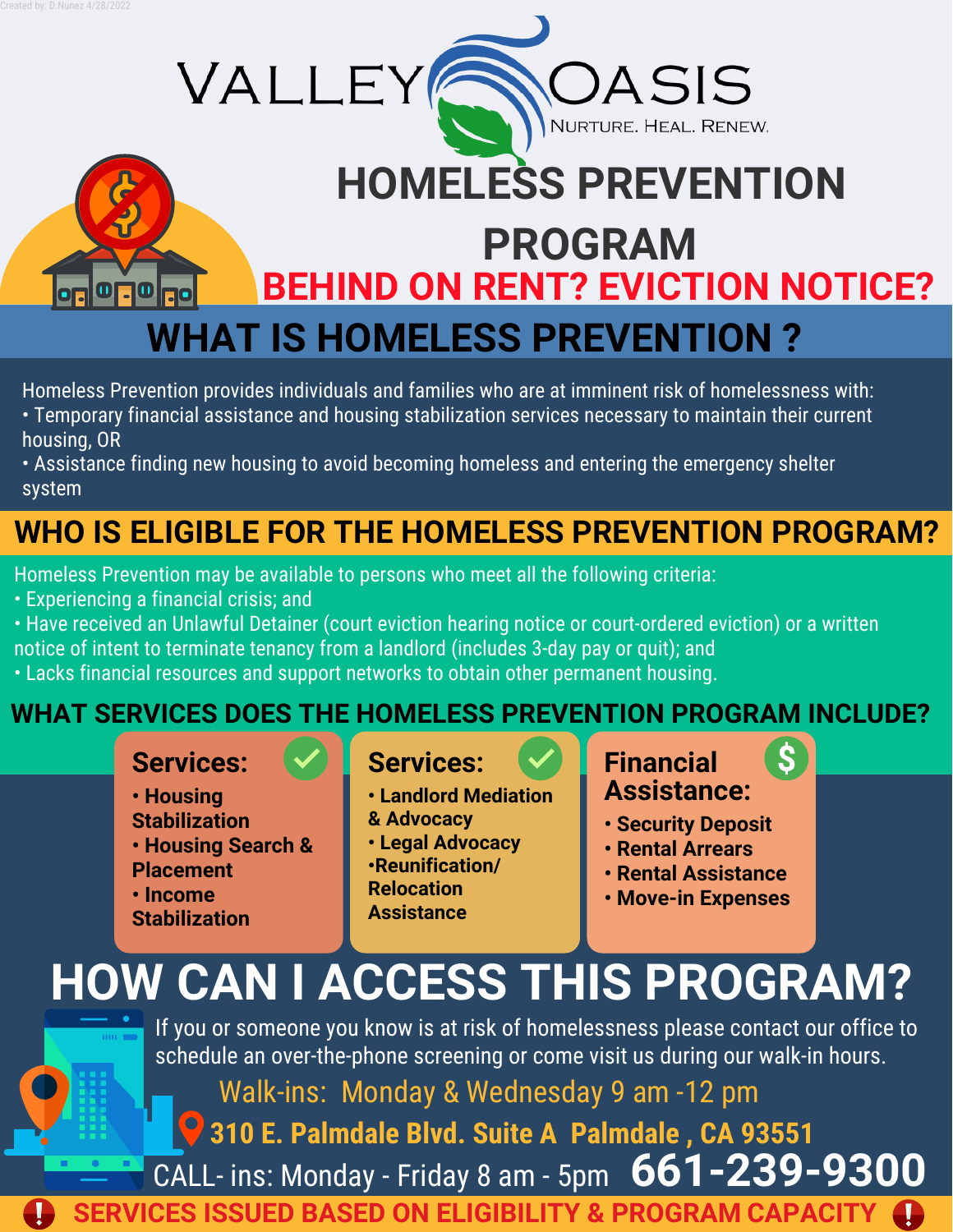Created by: D.Nunez 4/28/2022

# VALLEY OASIS

NURTURE. HEAL. RENEW.

# HOMELESS PREVENTION PROGRAM

## BEHIND ON RENT? EVICTION NOTICE?

## WHAT IS HOMELESS PREVENTION ?

Homeless Prevention provides individuals and families who are at imminent risk of homelessness with:

- Temporary financial assistance and housing stabilization services necessary to maintain their current housing, OR
- Assistance finding new housing to avoid becoming homeless and entering the emergency shelter system

## WHO IS ELIGIBLE FOR THE HOMELESS PREVENTION PROGRAM?

Homeless Prevention may be available to persons who meet all the following criteria:

- Experiencing a financial crisis; and
- Have received an Unlawful Detainer (court eviction hearing notice or court-ordered eviction) or a written notice of intent to terminate tenancy from a landlord (includes 3-day pay or quit); and
- Lacks financial resources and support networks to obtain other permanent housing.

## WHAT SERVICES DOES THE HOMELESS PREVENTION PROGRAM INCLUDE?

**Services:**

- **Housing Stabilization**
- **Housing Search & Placement**
- **Income Stabilization**

**Services:**

- **Landlord Mediation & Advocacy**
- **Legal Advocacy**
- **Reunification/ Relocation Assistance**

**Financial Assistance:**

- **Security Deposit**
- **Rental Arrears**
- **Rental Assistance**
- **Move-in Expenses**

## HOW CAN I ACCESS THIS PROGRAM?

If you or someone you know is at risk of homelessness please contact our office to schedule an over-the-phone screening or come visit us during our walk-in hours.

Walk-ins: Monday & Wednesday 9 am -12 pm

**310 E. Palmdale Blvd. Suite A Palmdale , CA 93551**

CALL- ins: Monday - Friday 8 am - 5pm **661-239-9300**

**SERVICES ISSUED BASED ON ELIGIBILITY & PROGRAM CAPACITY**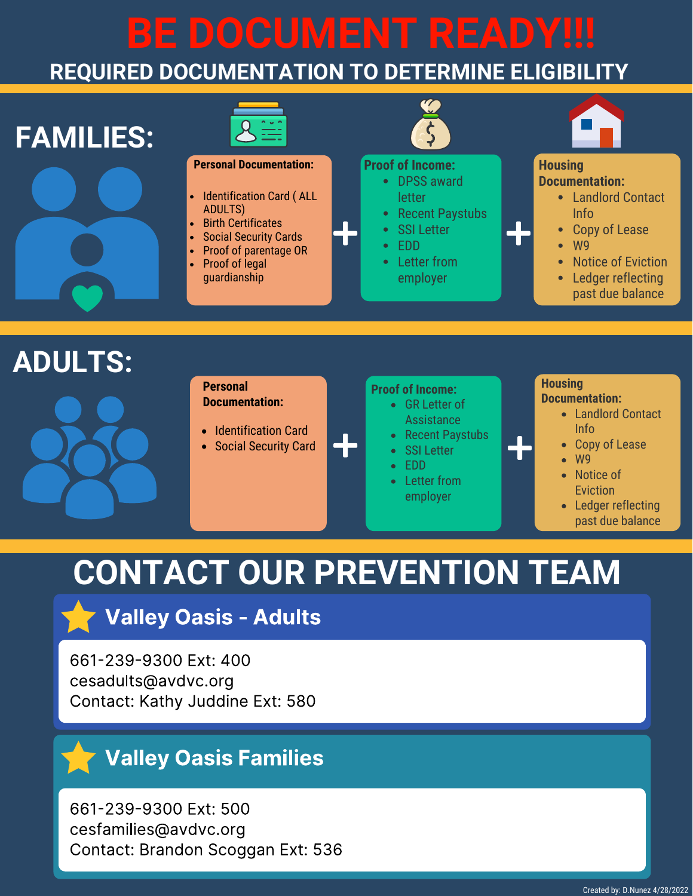# BE DOCUMENT READY!!!

## REQUIRED DOCUMENTATION TO DETERMINE ELIGIBILITY

## FAMILIES:

**Personal Documentation:**

- Identification Card ( ALL ADULTS)
- Birth Certificates
- Social Security Cards
- Proof of parentage OR
- Proof of legal guardianship

+

**Proof of Income:**

- DPSS award letter
- Recent Paystubs
- SSI Letter
- EDD
- Letter from employer

+

**Housing Documentation:**

- Landlord Contact Info
- Copy of Lease
- W9
- Notice of Eviction
- Ledger reflecting past due balance

## ADULTS:

**Personal Documentation:**

- Identification Card
- Social Security Card

+

**Proof of Income:**

- GR Letter of Assistance
- Recent Paystubs
- SSI Letter
- EDD
- Letter from employer

+

**Housing Documentation:**

- Landlord Contact Info
- Copy of Lease
- W9
- Notice of Eviction
- Ledger reflecting past due balance

# CONTACT OUR PREVENTION TEAM

### Valley Oasis - Adults

661-239-9300 Ext: 400
cesadults@avdvc.org
Contact: Kathy Juddine Ext: 580

### Valley Oasis Families

661-239-9300 Ext: 500
cesfamilies@avdvc.org
Contact: Brandon Scoggan Ext: 536

Created by: D.Nunez 4/28/2022